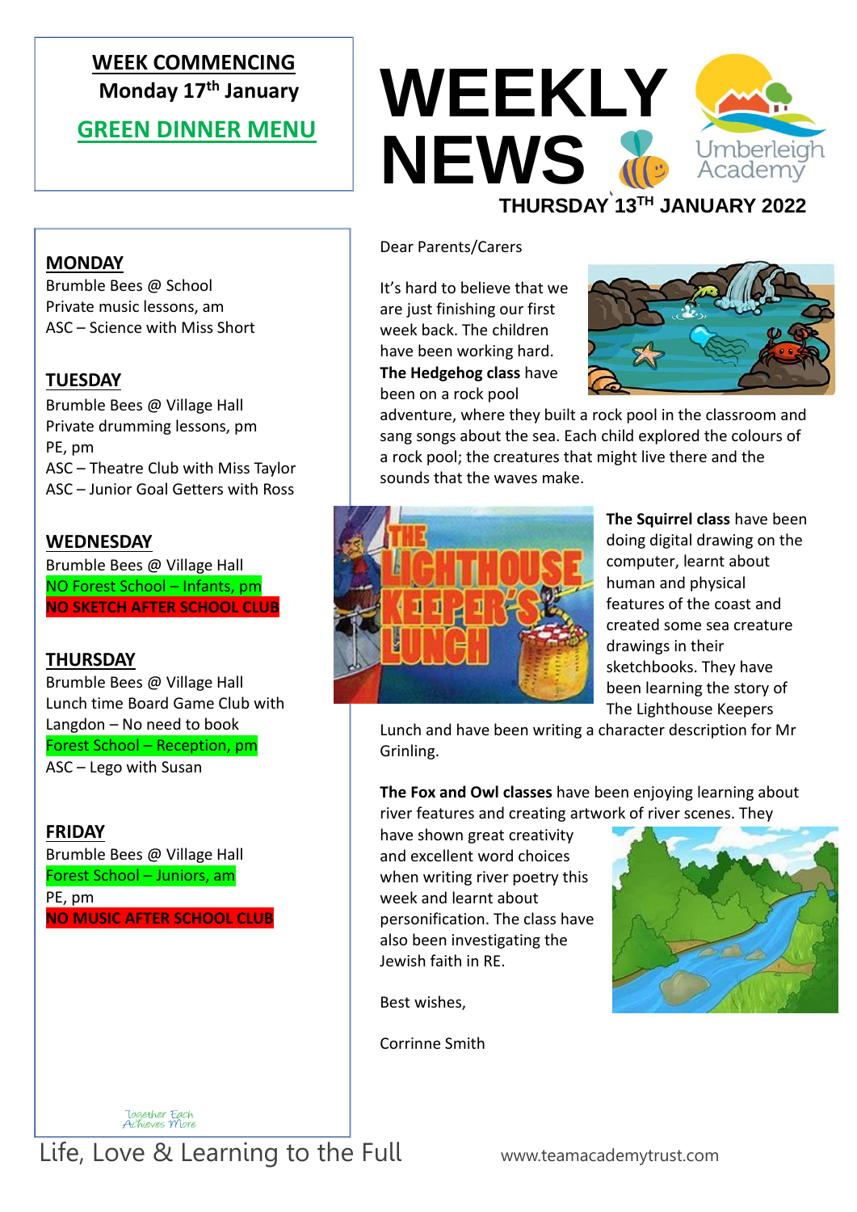# WEEKLY NEWS

Umberleigh Academy

**THURSDAY 13TH JANUARY 2022**

**WEEK COMMENCING**
**Monday 17th January**

**GREEN DINNER MENU**

**MONDAY**
Brumble Bees @ School
Private music lessons, am
ASC – Science with Miss Short

**TUESDAY**
Brumble Bees @ Village Hall
Private drumming lessons, pm
PE, pm
ASC – Theatre Club with Miss Taylor
ASC – Junior Goal Getters with Ross

**WEDNESDAY**
Brumble Bees @ Village Hall
NO Forest School – Infants, pm
**NO SKETCH AFTER SCHOOL CLUB**

**THURSDAY**
Brumble Bees @ Village Hall
Lunch time Board Game Club with Langdon – No need to book
Forest School – Reception, pm
ASC – Lego with Susan

**FRIDAY**
Brumble Bees @ Village Hall
Forest School – Juniors, am
PE, pm
**NO MUSIC AFTER SCHOOL CLUB**

Dear Parents/Carers

It's hard to believe that we are just finishing our first week back. The children have been working hard. **The Hedgehog class** have been on a rock pool adventure, where they built a rock pool in the classroom and sang songs about the sea. Each child explored the colours of a rock pool; the creatures that might live there and the sounds that the waves make.

**The Squirrel class** have been doing digital drawing on the computer, learnt about human and physical features of the coast and created some sea creature drawings in their sketchbooks. They have been learning the story of The Lighthouse Keepers Lunch and have been writing a character description for Mr Grinling.

**The Fox and Owl classes** have been enjoying learning about river features and creating artwork of river scenes. They have shown great creativity and excellent word choices when writing river poetry this week and learnt about personification. The class have also been investigating the Jewish faith in RE.

Best wishes,

Corrinne Smith

Together Each Achieves More

Life, Love & Learning to the Full

www.teamacademytrust.com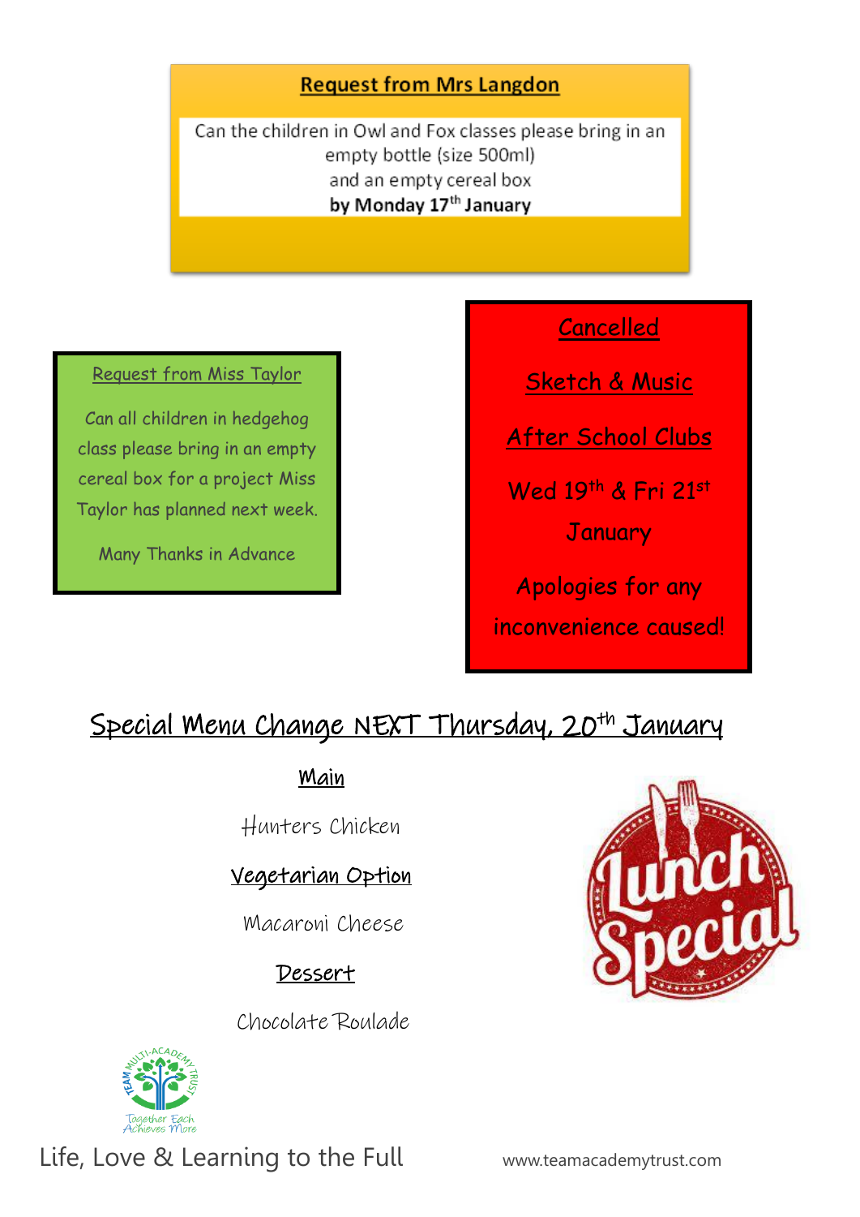## Request from Mrs Langdon

Can the children in Owl and Fox classes please bring in an empty bottle (size 500ml) and an empty cereal box **by Monday 17th January**

## Request from Miss Taylor

Can all children in hedgehog class please bring in an empty cereal box for a project Miss Taylor has planned next week.

Many Thanks in Advance

## Cancelled

## Sketch & Music

## After School Clubs

Wed 19th & Fri 21st January

Apologies for any inconvenience caused!

## Special Menu Change NEXT Thursday, 20th January

**Main**

Hunters Chicken

**Vegetarian Option**

Macaroni Cheese

**Dessert**

Chocolate Roulade

Lunch Special

TEAM MULTI-ACADEMY TRUST

Together Each Achieves More

Life, Love & Learning to the Full

www.teamacademytrust.com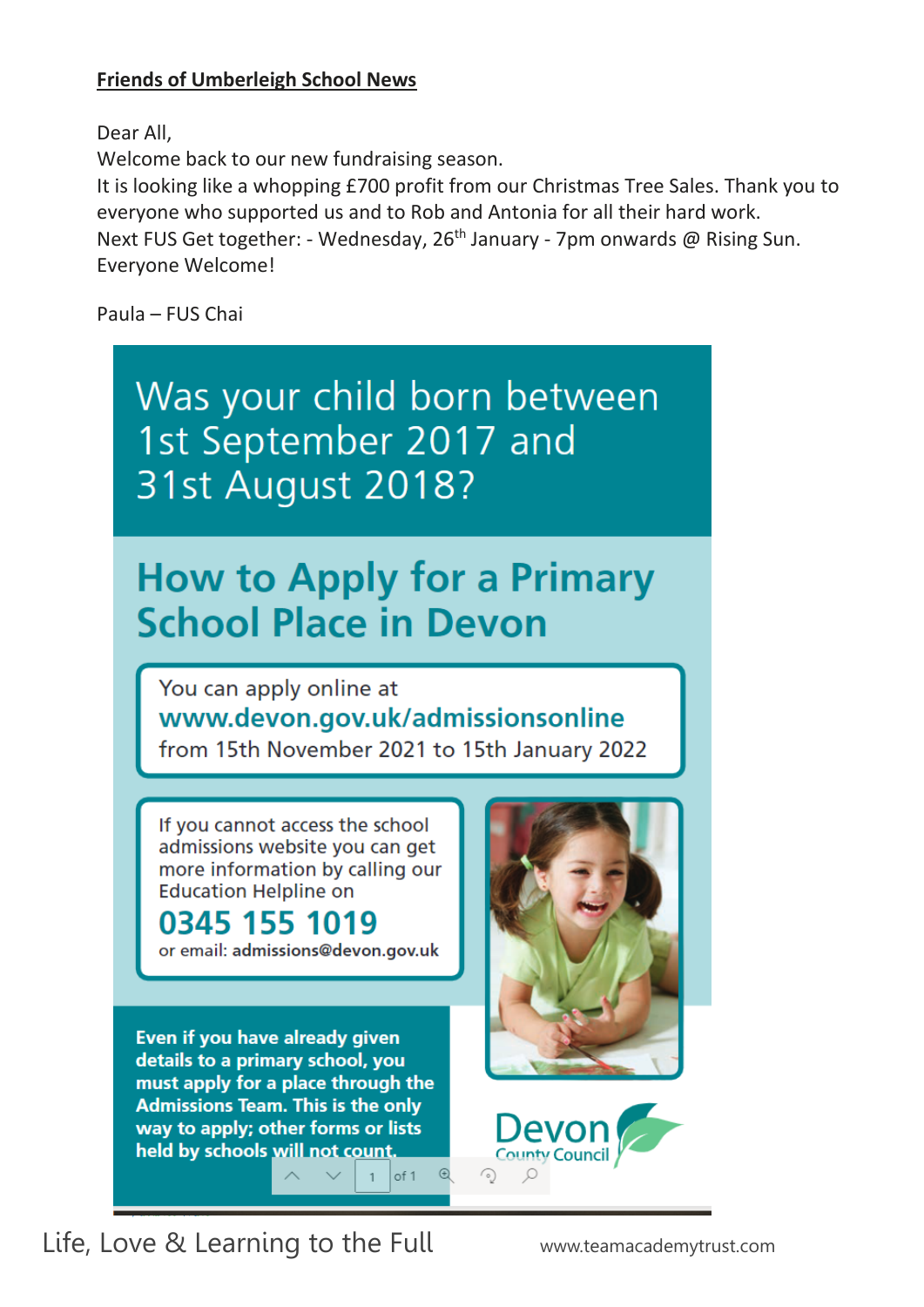**Friends of Umberleigh School News**

Dear All,
Welcome back to our new fundraising season.
It is looking like a whopping £700 profit from our Christmas Tree Sales. Thank you to everyone who supported us and to Rob and Antonia for all their hard work.
Next FUS Get together: - Wednesday, 26th January - 7pm onwards @ Rising Sun.
Everyone Welcome!

Paula – FUS Chai

# Was your child born between 1st September 2017 and 31st August 2018?

## How to Apply for a Primary School Place in Devon

You can apply online at
**www.devon.gov.uk/admissionsonline**
from 15th November 2021 to 15th January 2022

If you cannot access the school admissions website you can get more information by calling our Education Helpline on

**0345 155 1019**

or email: **admissions@devon.gov.uk**

**Even if you have already given details to a primary school, you must apply for a place through the Admissions Team. This is the only way to apply; other forms or lists held by schools will not count.**

Devon County Council

Life, Love & Learning to the Full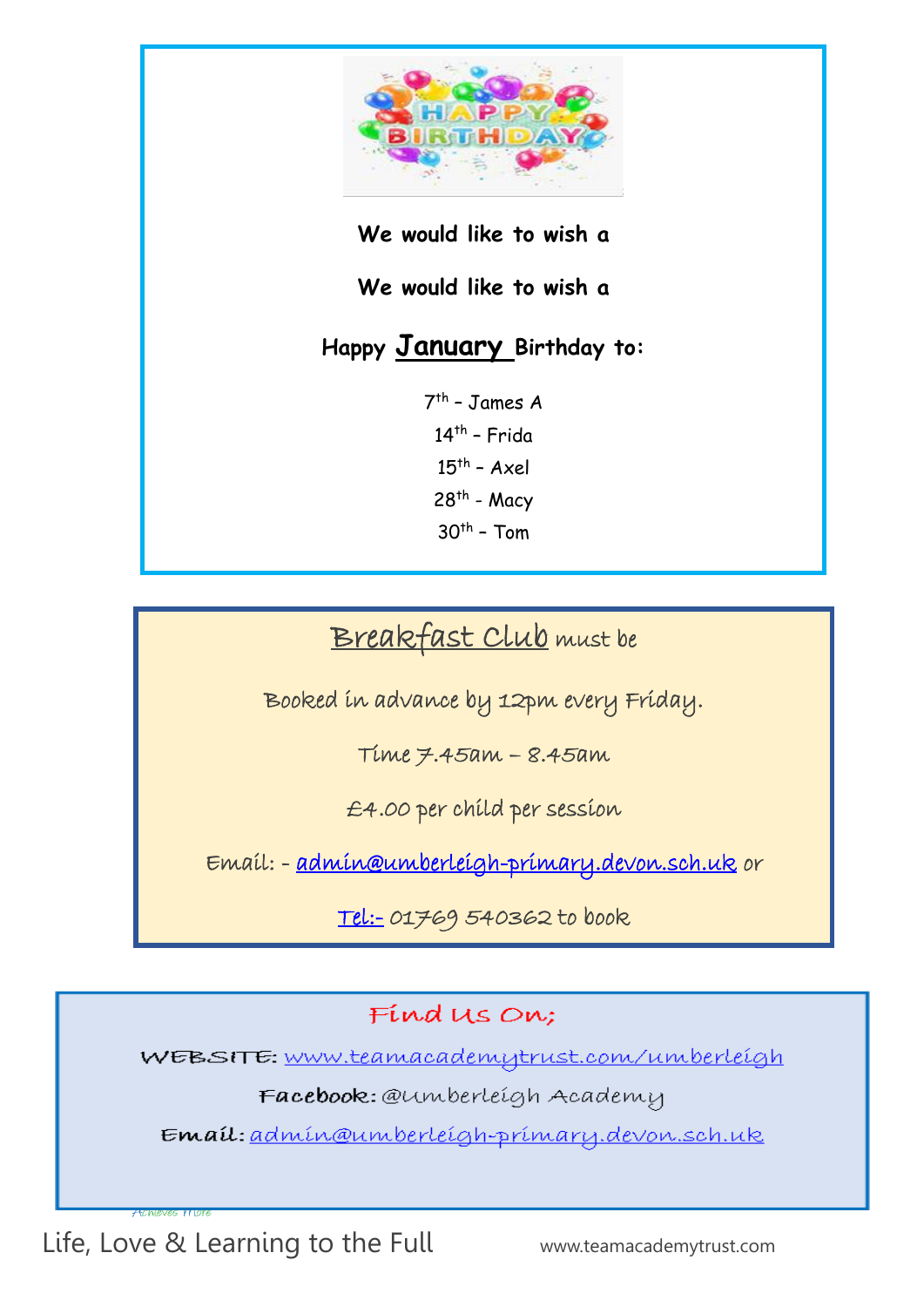We would like to wish a

We would like to wish a

**Happy January Birthday to:**

7th – James A
14th – Frida
15th – Axel
28th - Macy
30th – Tom

Breakfast Club must be

Booked in advance by 12pm every Friday.

Time 7.45am – 8.45am

£4.00 per child per session

Email: - admin@umberleigh-primary.devon.sch.uk or

Tel:- 01769 540362 to book

Find Us On;

WEBSITE: www.teamacademytrust.com/umberleigh

Facebook: @Umberleigh Academy

Email: admin@umberleigh-primary.devon.sch.uk

Life, Love & Learning to the Full www.teamacademytrust.com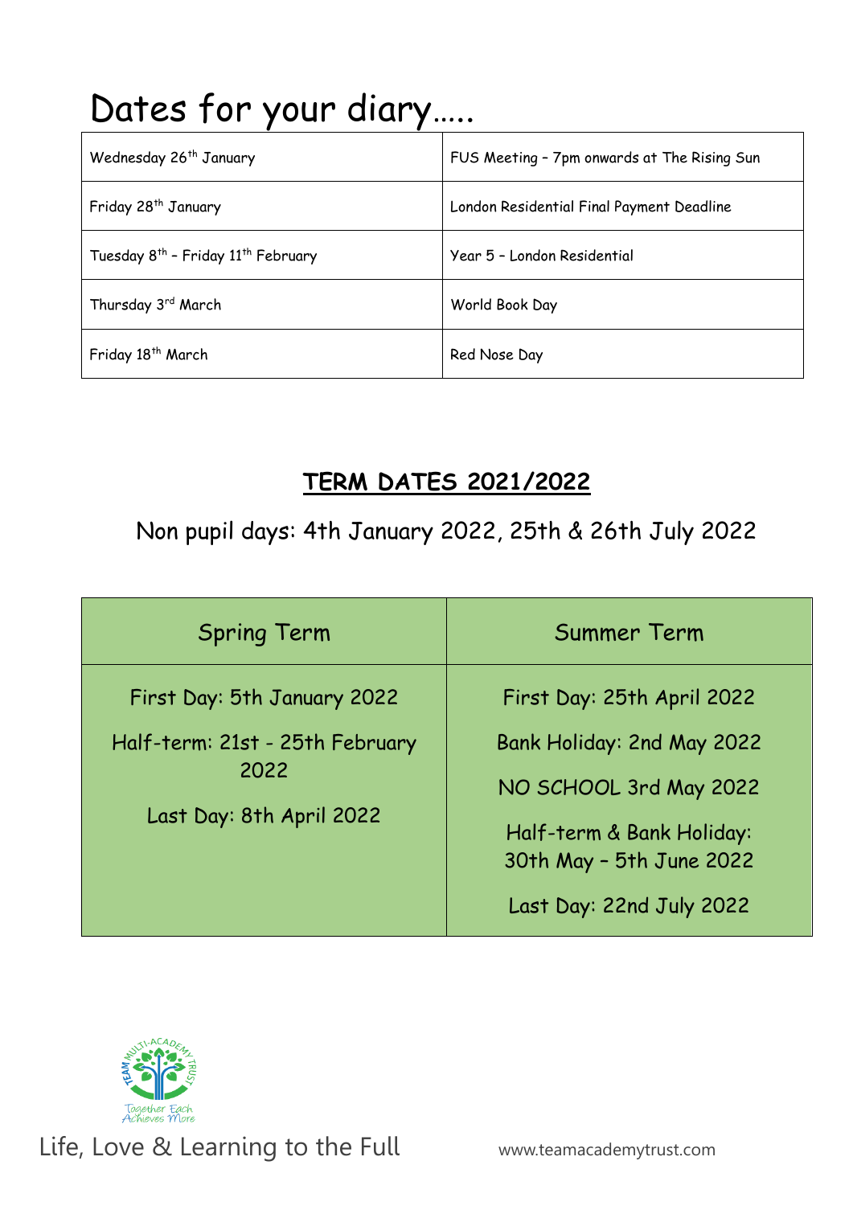# Dates for your diary…..

| | |
|---|---|
| Wednesday 26th January | FUS Meeting – 7pm onwards at The Rising Sun |
| Friday 28th January | London Residential Final Payment Deadline |
| Tuesday 8th – Friday 11th February | Year 5 – London Residential |
| Thursday 3rd March | World Book Day |
| Friday 18th March | Red Nose Day |

## TERM DATES 2021/2022

Non pupil days: 4th January 2022, 25th & 26th July 2022

| Spring Term | Summer Term |
|---|---|
| First Day: 5th January 2022<br>Half-term: 21st - 25th February 2022<br>Last Day: 8th April 2022 | First Day: 25th April 2022<br>Bank Holiday: 2nd May 2022<br>NO SCHOOL 3rd May 2022<br>Half-term & Bank Holiday: 30th May – 5th June 2022<br>Last Day: 22nd July 2022 |

TEAM MULTI-ACADEMY TRUST

Together Each Achieves More

Life, Love & Learning to the Full

www.teamacademytrust.com